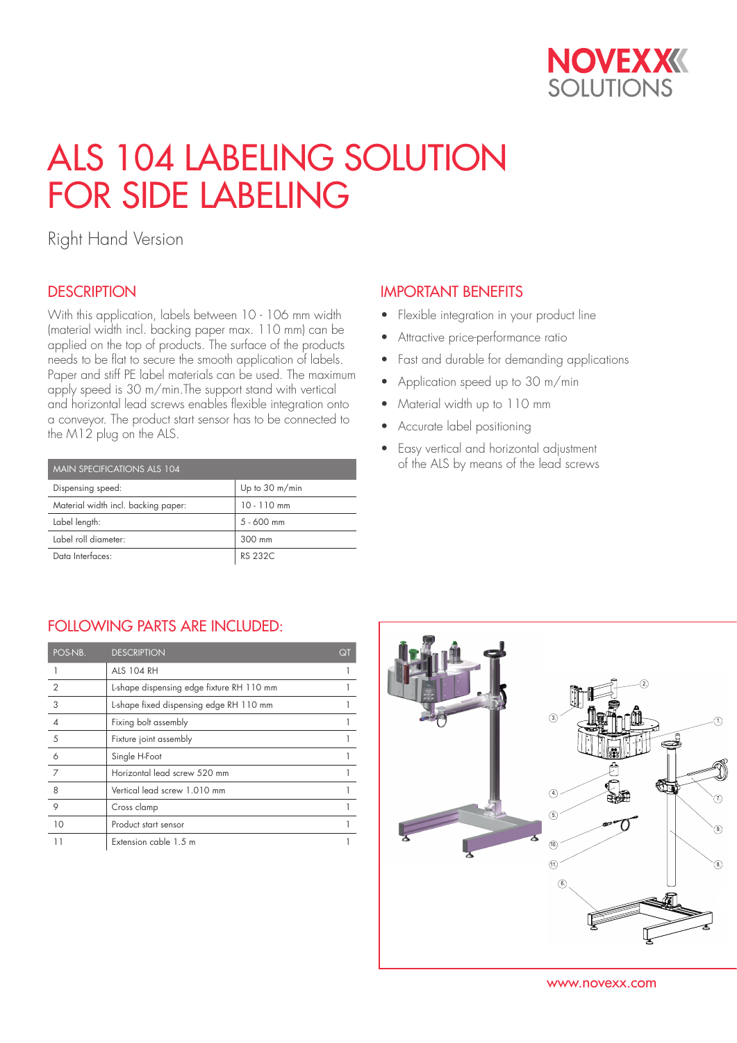# ALS 104 LABELING SOLUTION FOR SIDE LABELING

Right Hand Version

## DESCRIPTION

With this application, labels between 10 - 106 mm width (material width incl. backing paper max. 110 mm) can be applied on the top of products. The surface of the products needs to be flat to secure the smooth application of labels. Paper and stiff PE label materials can be used. The maximum apply speed is 30 m/min.The support stand with vertical and horizontal lead screws enables flexible integration onto a conveyor. The product start sensor has to be connected to the M12 plug on the ALS.

| MAIN SPECIFICATIONS ALS 104 | |
|---|---|
| Dispensing speed: | Up to 30 m/min |
| Material width incl. backing paper: | 10 - 110 mm |
| Label length: | 5 - 600 mm |
| Label roll diameter: | 300 mm |
| Data Interfaces: | RS 232C |

## IMPORTANT BENEFITS

- Flexible integration in your product line
- Attractive price-performance ratio
- Fast and durable for demanding applications
- Application speed up to 30 m/min
- Material width up to 110 mm
- Accurate label positioning
- Easy vertical and horizontal adjustment of the ALS by means of the lead screws

## FOLLOWING PARTS ARE INCLUDED:

| POS-NB. | DESCRIPTION | QT |
|---|---|---|
| 1 | ALS 104 RH | 1 |
| 2 | L-shape dispensing edge fixture RH 110 mm | 1 |
| 3 | L-shape fixed dispensing edge RH 110 mm | 1 |
| 4 | Fixing bolt assembly | 1 |
| 5 | Fixture joint assembly | 1 |
| 6 | Single H-Foot | 1 |
| 7 | Horizontal lead screw 520 mm | 1 |
| 8 | Vertical lead screw 1.010 mm | 1 |
| 9 | Cross clamp | 1 |
| 10 | Product start sensor | 1 |
| 11 | Extension cable 1.5 m | 1 |

www.novexx.com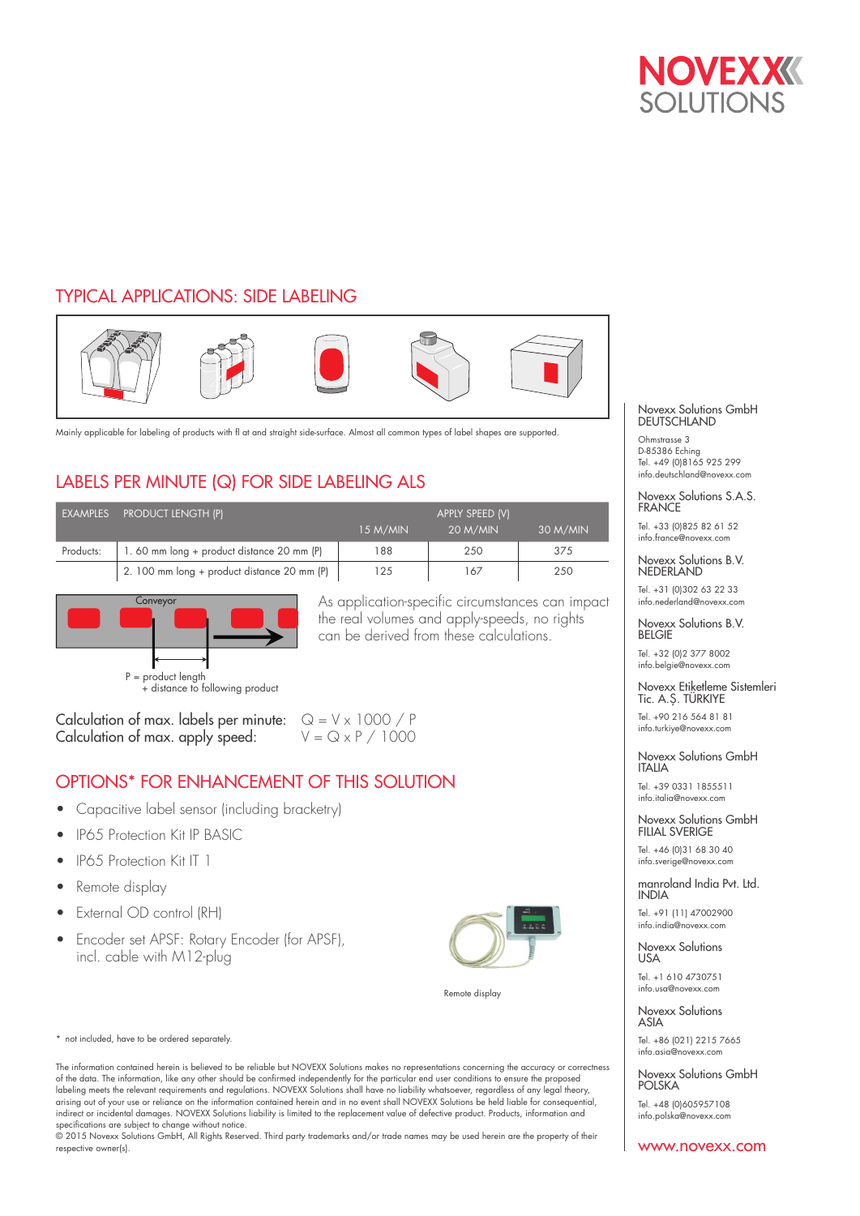## TYPICAL APPLICATIONS: SIDE LABELING

Mainly applicable for labeling of products with flat and straight side-surface. Almost all common types of label shapes are supported.

## LABELS PER MINUTE (Q) FOR SIDE LABELING ALS

| EXAMPLES | PRODUCT LENGTH (P) | APPLY SPEED (V) 15 M/MIN | 20 M/MIN | 30 M/MIN |
|---|---|---|---|---|
| Products: | 1. 60 mm long + product distance 20 mm (P) | 188 | 250 | 375 |
| | 2. 100 mm long + product distance 20 mm (P) | 125 | 167 | 250 |

Conveyor

P = product length
+ distance to following product

As application-specific circumstances can impact the real volumes and apply-speeds, no rights can be derived from these calculations.

Calculation of max. labels per minute: $Q = V \times 1000 / P$
Calculation of max. apply speed: $V = Q \times P / 1000$

## OPTIONS* FOR ENHANCEMENT OF THIS SOLUTION

- Capacitive label sensor (including bracketry)
- IP65 Protection Kit IP BASIC
- IP65 Protection Kit IT 1
- Remote display
- External OD control (RH)
- Encoder set APSF: Rotary Encoder (for APSF), incl. cable with M12-plug

Remote display

* not included, have to be ordered separately.

The information contained herein is believed to be reliable but NOVEXX Solutions makes no representations concerning the accuracy or correctness of the data. The information, like any other should be confirmed independently for the particular end user conditions to ensure the proposed labeling meets the relevant requirements and regulations. NOVEXX Solutions shall have no liability whatsoever, regardless of any legal theory, arising out of your use or reliance on the information contained herein and in no event shall NOVEXX Solutions be held liable for consequential, indirect or incidental damages. NOVEXX Solutions liability is limited to the replacement value of defective product. Products, information and specifications are subject to change without notice.
© 2015 Novexx Solutions GmbH, All Rights Reserved. Third party trademarks and/or trade names may be used herein are the property of their respective owner(s).

NOVEXX SOLUTIONS

**Novexx Solutions GmbH**
**DEUTSCHLAND**
Ohmstrasse 3
D-85386 Eching
Tel. +49 (0)8165 925 299
info.deutschland@novexx.com

**Novexx Solutions S.A.S.**
**FRANCE**
Tel. +33 (0)825 82 61 52
info.france@novexx.com

**Novexx Solutions B.V.**
**NEDERLAND**
Tel. +31 (0)302 63 22 33
info.nederland@novexx.com

**Novexx Solutions B.V.**
**BELGIE**
Tel. +32 (0)2 377 8002
info.belgie@novexx.com

**Novexx Etiketleme Sistemleri Tic. A.Ş. TÜRKIYE**
Tel. +90 216 564 81 81
info.turkiye@novexx.com

**Novexx Solutions GmbH**
**ITALIA**
Tel. +39 0331 1855511
info.italia@novexx.com

**Novexx Solutions GmbH**
**FILIAL SVERIGE**
Tel. +46 (0)31 68 30 40
info.sverige@novexx.com

**manroland India Pvt. Ltd.**
**INDIA**
Tel. +91 (11) 47002900
info.india@novexx.com

**Novexx Solutions**
**USA**
Tel. +1 610 4730751
info.usa@novexx.com

**Novexx Solutions**
**ASIA**
Tel. +86 (021) 2215 7665
info.asia@novexx.com

**Novexx Solutions GmbH**
**POLSKA**
Tel. +48 (0)605957108
info.polska@novexx.com

www.novexx.com